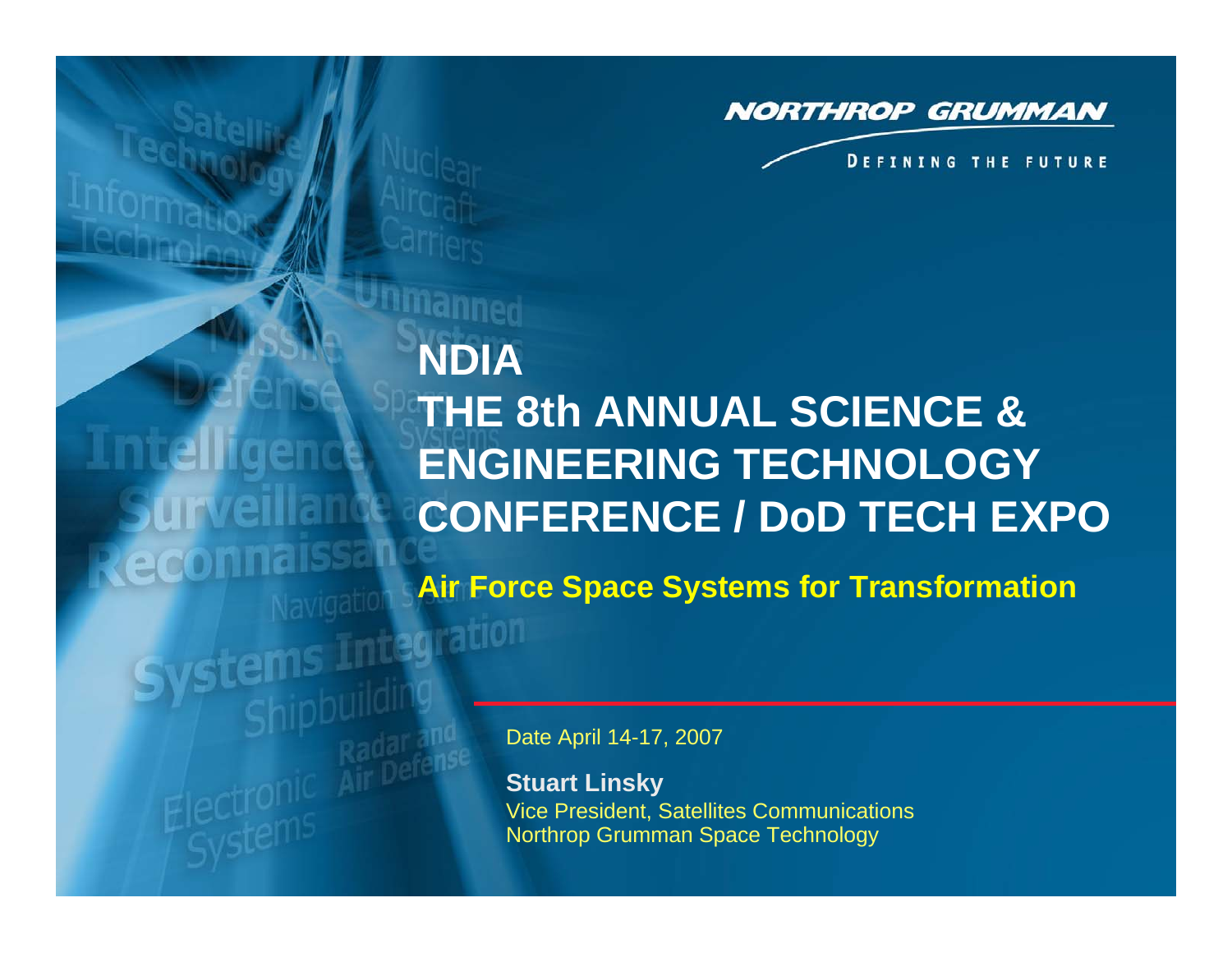NORTHROP GRUMMAN

DEFINING THE FUTURE

# NDIA
# THE 8th ANNUAL SCIENCE & ENGINEERING TECHNOLOGY CONFERENCE / DoD TECH EXPO

## Air Force Space Systems for Transformation

Date April 14-17, 2007

**Stuart Linsky**
Vice President, Satellites Communications
Northrop Grumman Space Technology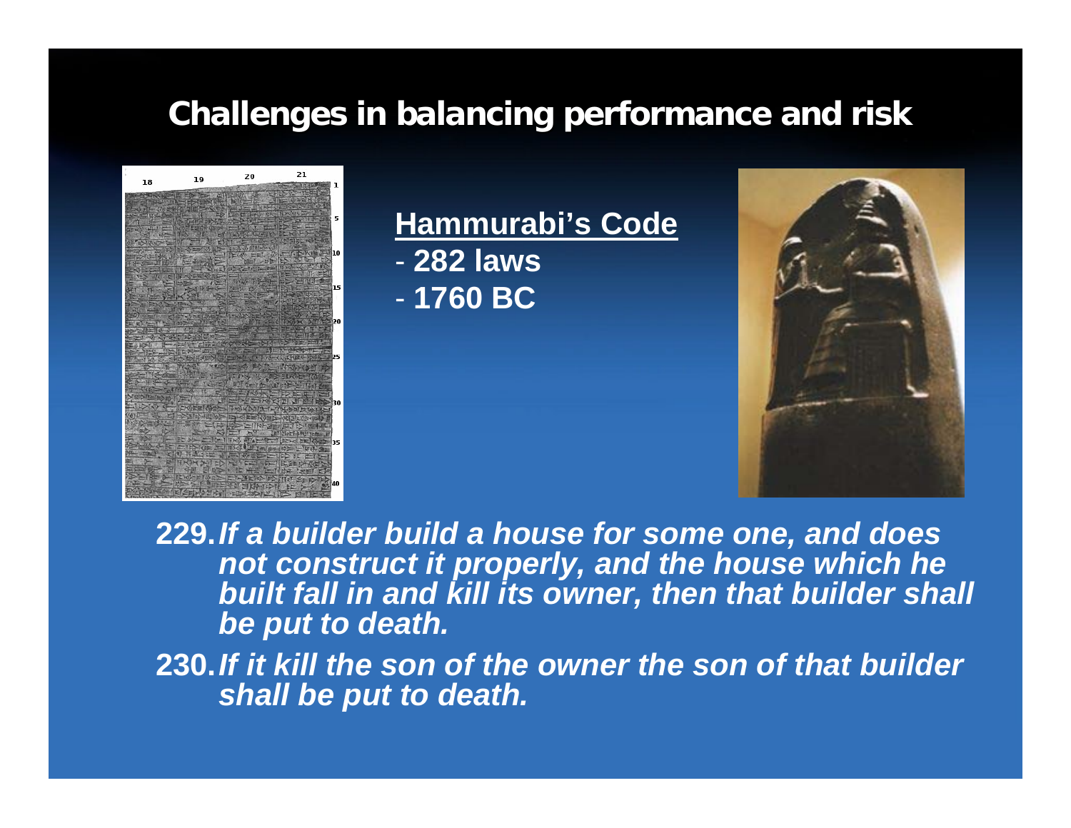# Challenges in balancing performance and risk

**Hammurabi's Code**

- **282 laws**
- **1760 BC**

**229.** ***If a builder build a house for some one, and does not construct it properly, and the house which he built fall in and kill its owner, then that builder shall be put to death.***

**230.** ***If it kill the son of the owner the son of that builder shall be put to death.***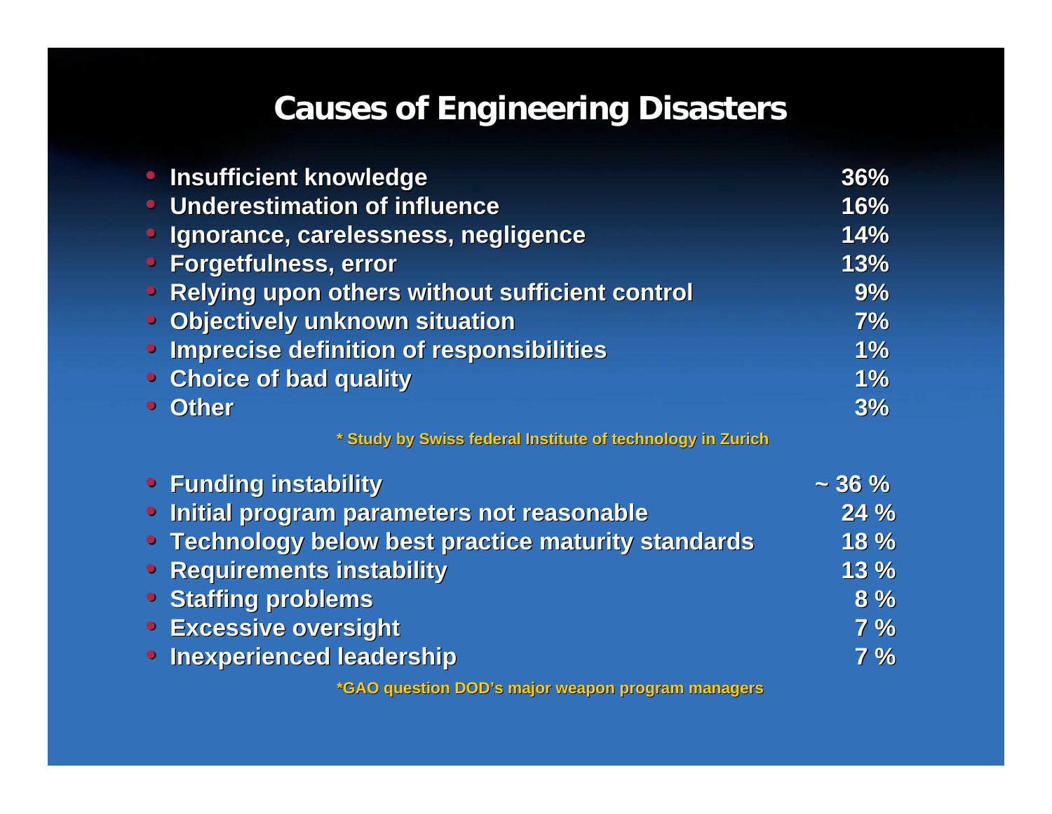# Causes of Engineering Disasters

| Cause | Percentage |
|---|---|
| Insufficient knowledge | 36% |
| Underestimation of influence | 16% |
| Ignorance, carelessness, negligence | 14% |
| Forgetfulness, error | 13% |
| Relying upon others without sufficient control | 9% |
| Objectively unknown situation | 7% |
| Imprecise definition of responsibilities | 1% |
| Choice of bad quality | 1% |
| Other | 3% |

* Study by Swiss federal Institute of technology in Zurich

| Cause | Percentage |
|---|---|
| Funding instability | ~ 36 % |
| Initial program parameters not reasonable | 24 % |
| Technology below best practice maturity standards | 18 % |
| Requirements instability | 13 % |
| Staffing problems | 8 % |
| Excessive oversight | 7 % |
| Inexperienced leadership | 7 % |

*GAO question DOD's major weapon program managers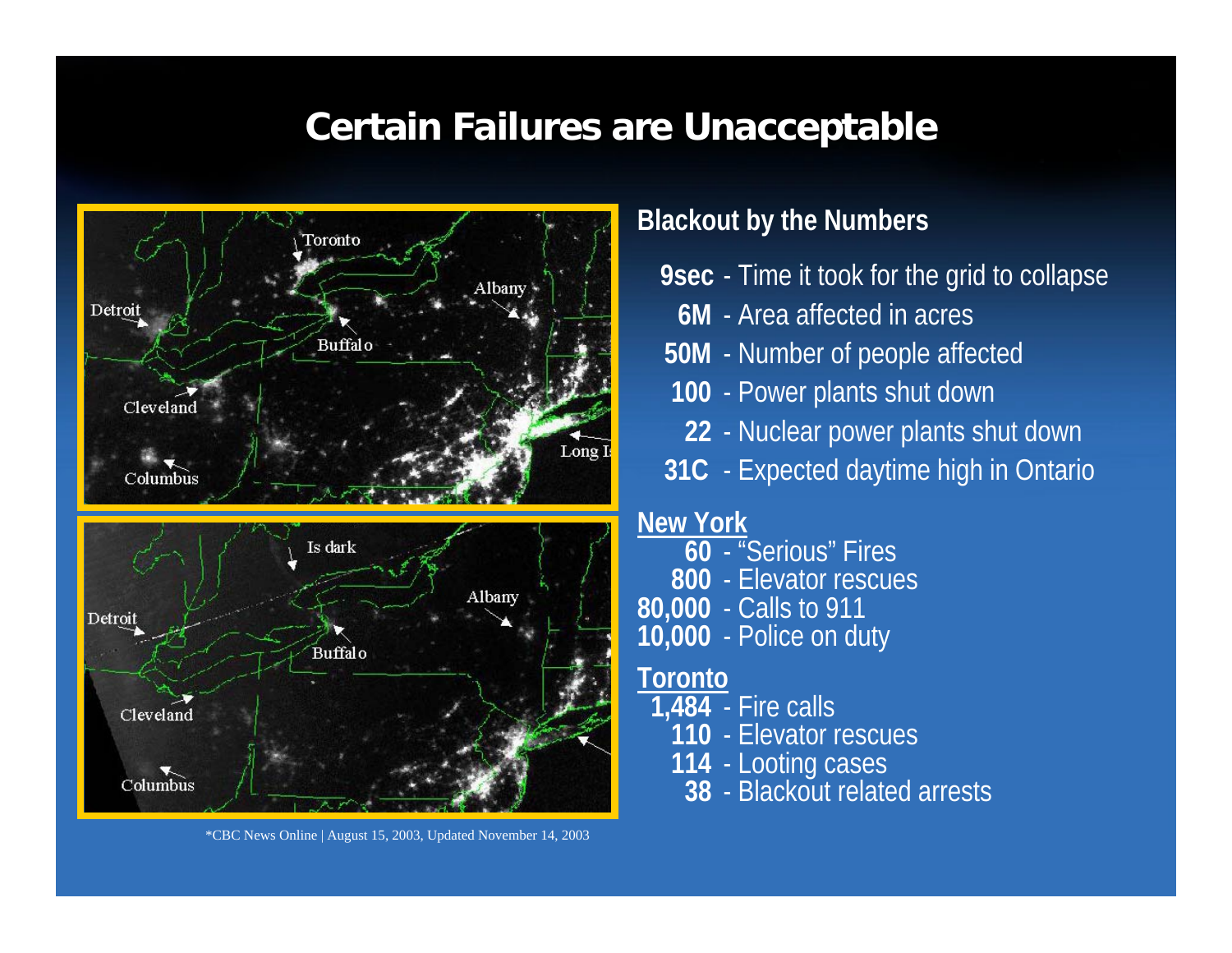# Certain Failures are Unacceptable

## Blackout by the Numbers

- **9sec** - Time it took for the grid to collapse
- **6M** - Area affected in acres
- **50M** - Number of people affected
- **100** - Power plants shut down
- **22** - Nuclear power plants shut down
- **31C** - Expected daytime high in Ontario

**New York**

- **60** - "Serious" Fires
- **800** - Elevator rescues
- **80,000** - Calls to 911
- **10,000** - Police on duty

**Toronto**

- **1,484** - Fire calls
- **110** - Elevator rescues
- **114** - Looting cases
- **38** - Blackout related arrests

*CBC News Online | August 15, 2003, Updated November 14, 2003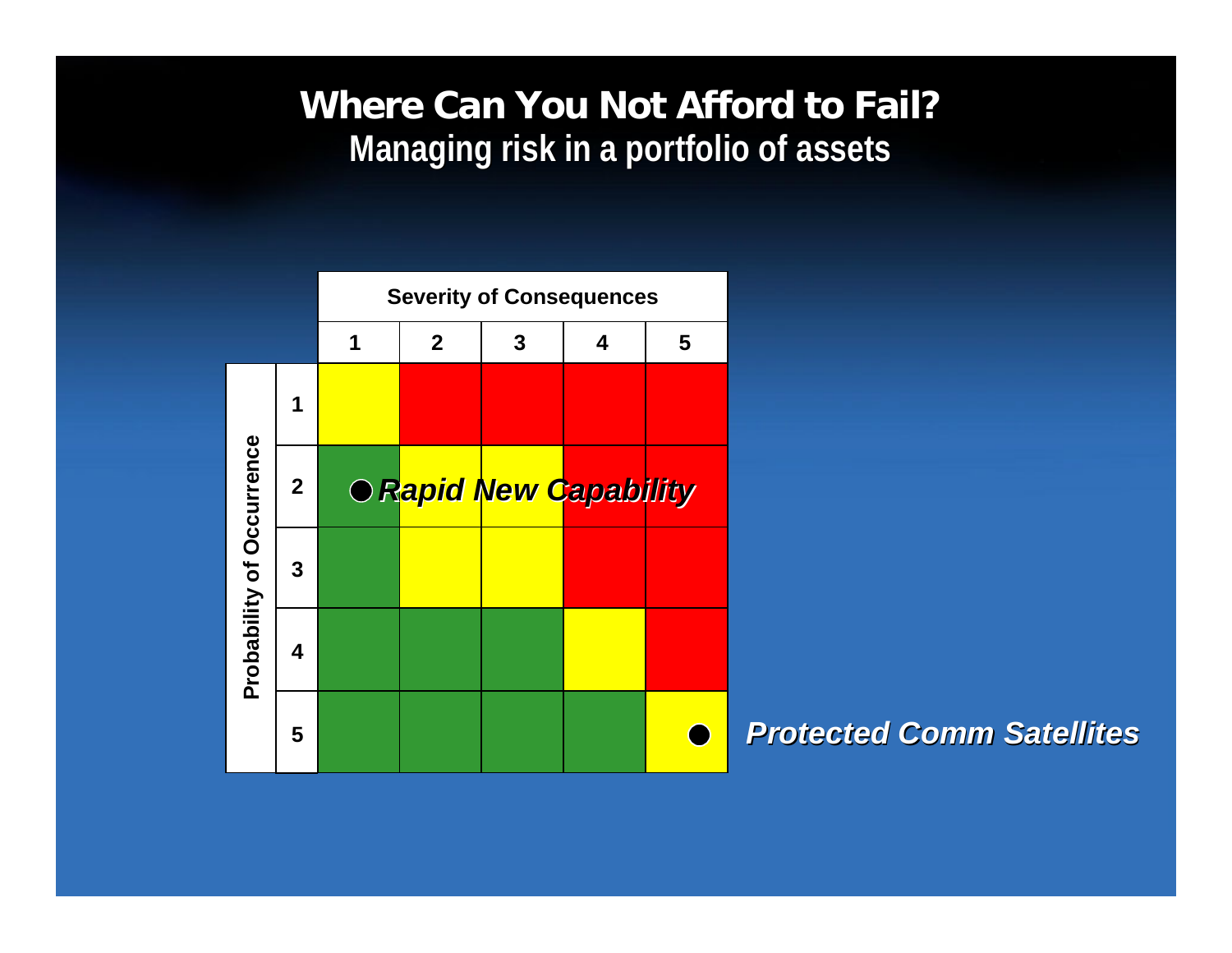# Where Can You Not Afford to Fail?

## Managing risk in a portfolio of assets

| Probability of Occurrence | Severity of Consequences: 1 | 2 | 3 | 4 | 5 |
|---|---|---|---|---|---|
| 1 | Yellow | Red | Red | Red | Red |
| 2 | Green | Yellow | Yellow | Red | Red |
| 3 | Green | Yellow | Yellow | Red | Red |
| 4 | Green | Green | Green | Yellow | Red |
| 5 | Green | Green | Green | Green | Yellow |

● *Rapid New Capability* (plotted at Probability 2, across Severity 1–5)

● *Protected Comm Satellites* (plotted at Probability 5, Severity 5)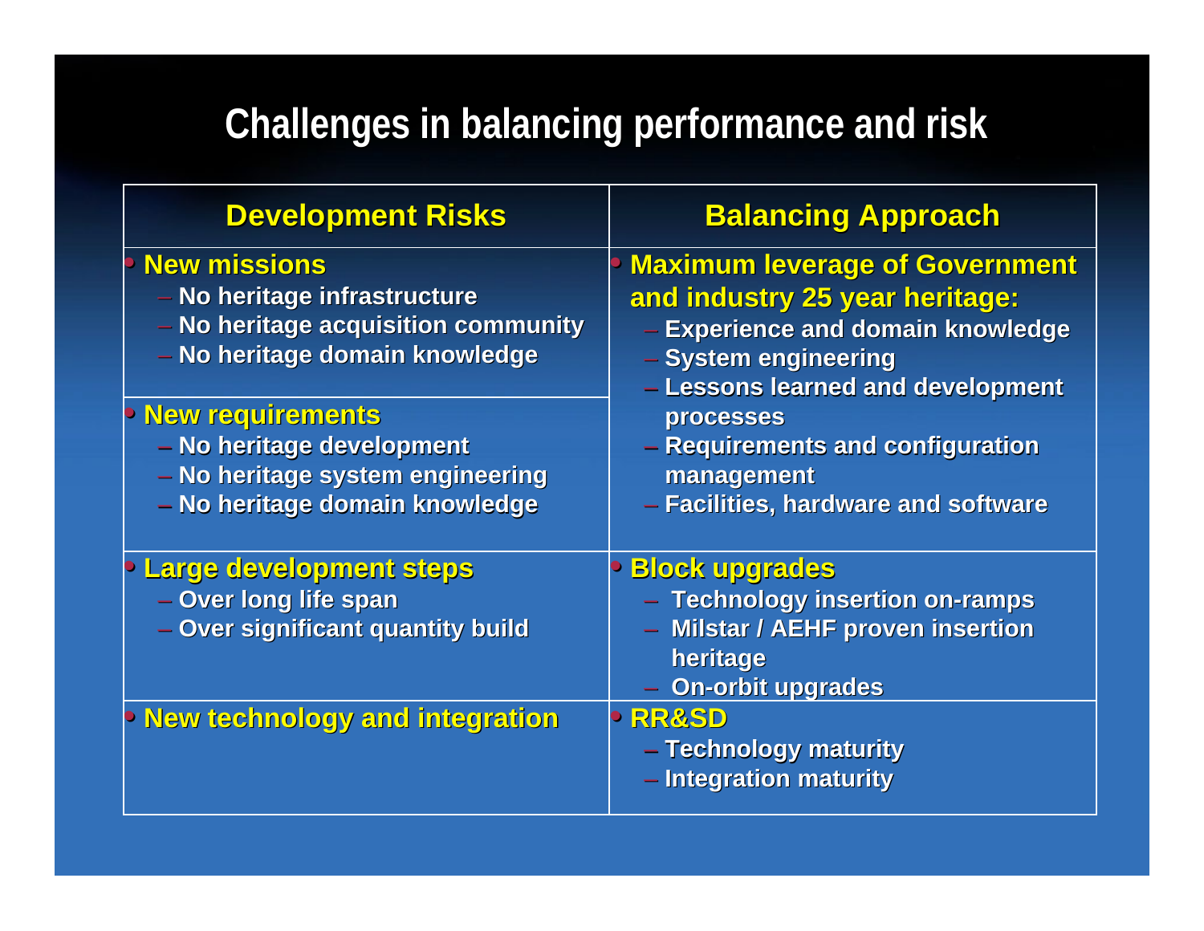# Challenges in balancing performance and risk

| Development Risks | Balancing Approach |
|---|---|
| • **New missions**<br>– No heritage infrastructure<br>– No heritage acquisition community<br>– No heritage domain knowledge<br><br>• **New requirements**<br>– No heritage development<br>– No heritage system engineering<br>– No heritage domain knowledge | • **Maximum leverage of Government and industry 25 year heritage:**<br>– Experience and domain knowledge<br>– System engineering<br>– Lessons learned and development processes<br>– Requirements and configuration management<br>– Facilities, hardware and software |
| • **Large development steps**<br>– Over long life span<br>– Over significant quantity build | • **Block upgrades**<br>– Technology insertion on-ramps<br>– Milstar / AEHF proven insertion heritage<br>– On-orbit upgrades |
| • **New technology and integration** | • **RR&SD**<br>– Technology maturity<br>– Integration maturity |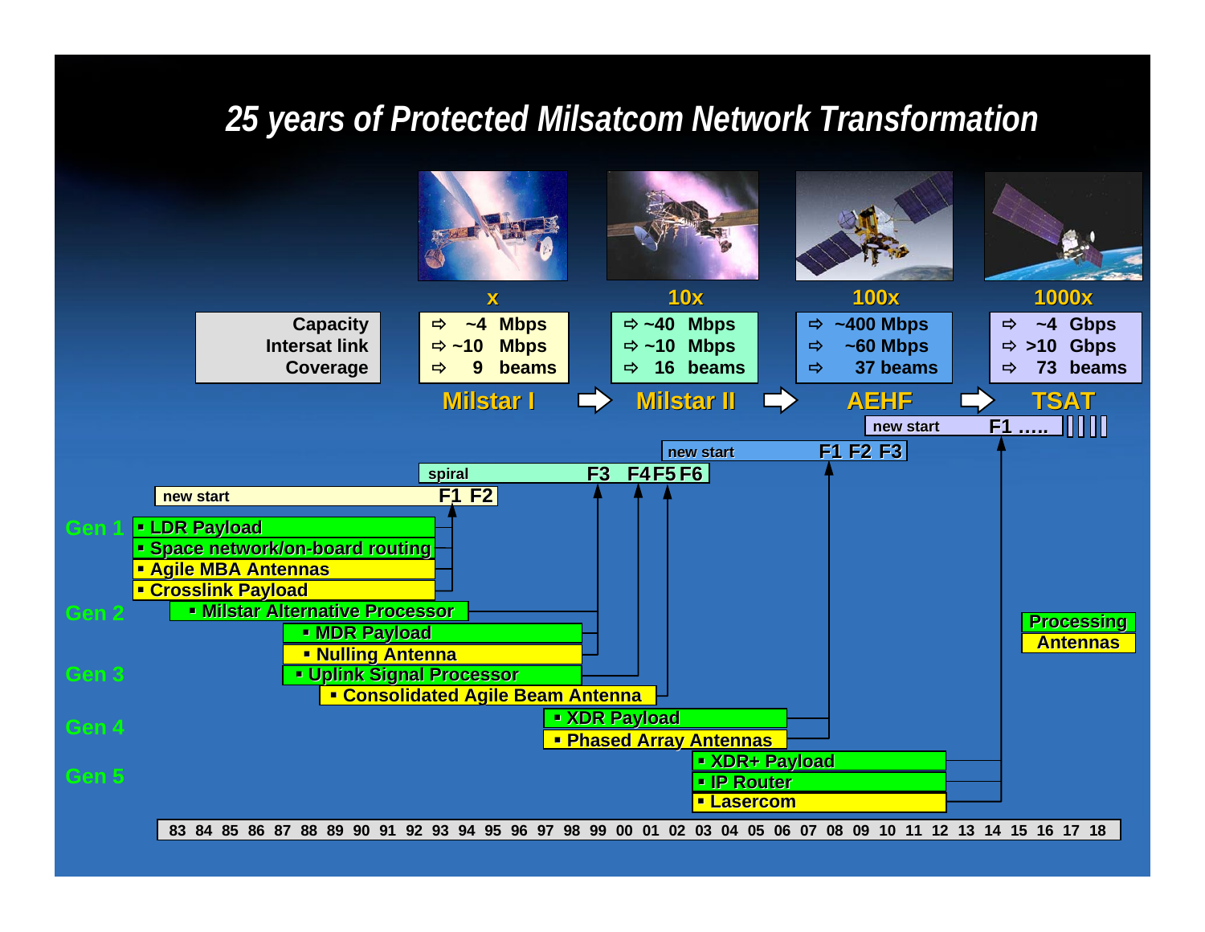# 25 years of Protected Milsatcom Network Transformation

| | Milstar I | Milstar II | AEHF | TSAT |
|---|---|---|---|---|
| | x | 10x | 100x | 1000x |
| Capacity | ~4 Mbps | ~40 Mbps | ~400 Mbps | ~4 Gbps |
| Intersat link | ~10 Mbps | ~10 Mbps | ~60 Mbps | >10 Gbps |
| Coverage | 9 beams | 16 beams | 37 beams | 73 beams |

Milstar I ⇨ Milstar II ⇨ AEHF ⇨ TSAT

- Milstar I: new start … F1 F2
- Milstar II: spiral … F3 F4 F5 F6
- AEHF: new start … F1 F2 F3
- TSAT: new start … F1 …..

**Gen 1**
- LDR Payload
- Space network/on-board routing
- Agile MBA Antennas
- Crosslink Payload

**Gen 2**
- Milstar Alternative Processor
- MDR Payload
- Nulling Antenna

**Gen 3**
- Uplink Signal Processor
- Consolidated Agile Beam Antenna

**Gen 4**
- XDR Payload
- Phased Array Antennas

**Gen 5**
- XDR+ Payload
- IP Router
- Lasercom

Legend: Processing, Antennas

83 84 85 86 87 88 89 90 91 92 93 94 95 96 97 98 99 00 01 02 03 04 05 06 07 08 09 10 11 12 13 14 15 16 17 18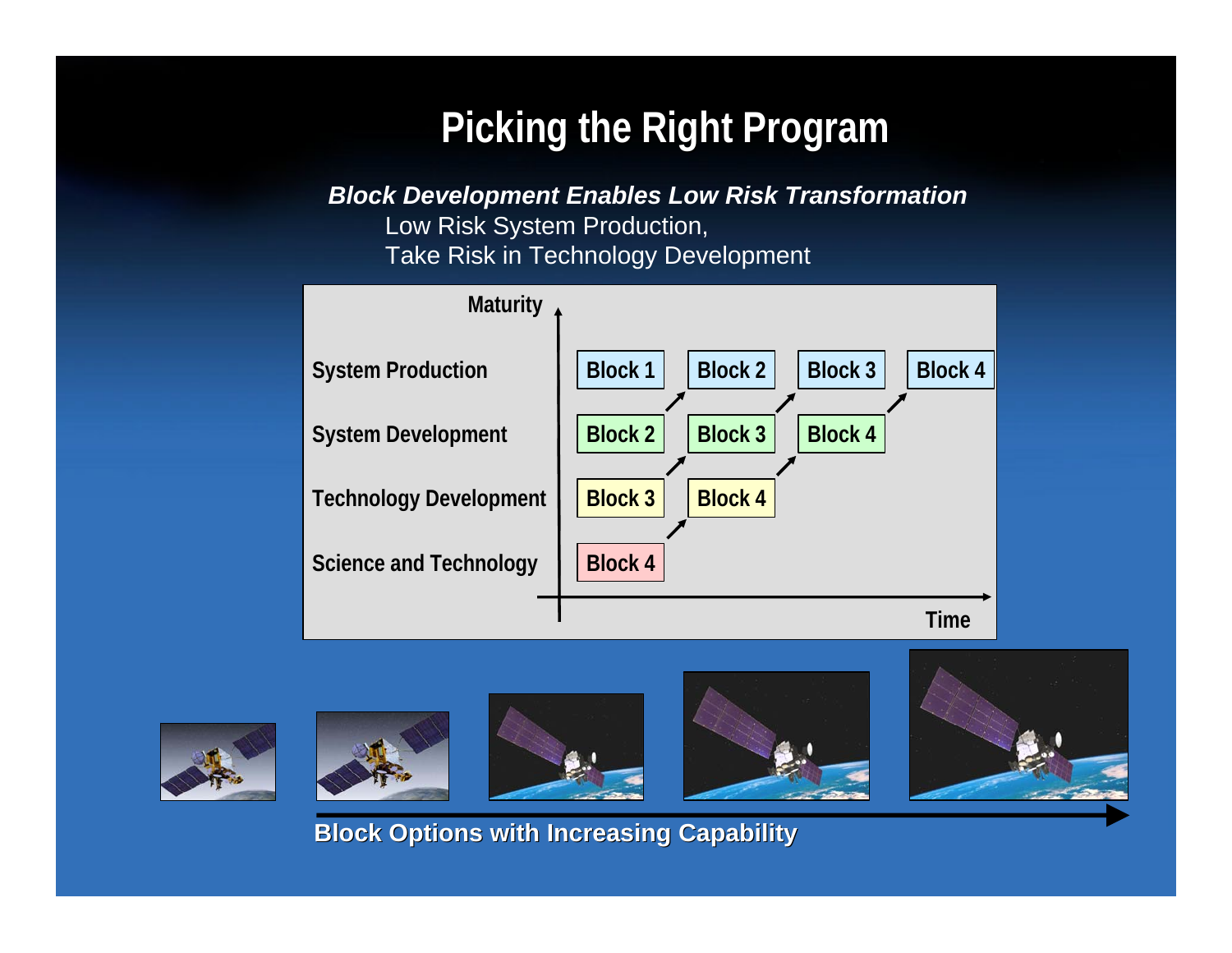# Picking the Right Program

***Block Development Enables Low Risk Transformation***

Low Risk System Production,

Take Risk in Technology Development

| Maturity | | | | |
|---|---|---|---|---|
| System Production | Block 1 | Block 2 | Block 3 | Block 4 |
| System Development | Block 2 | Block 3 | Block 4 | |
| Technology Development | Block 3 | Block 4 | | |
| Science and Technology | Block 4 | | | |
| | Time | | | |

**Block Options with Increasing Capability**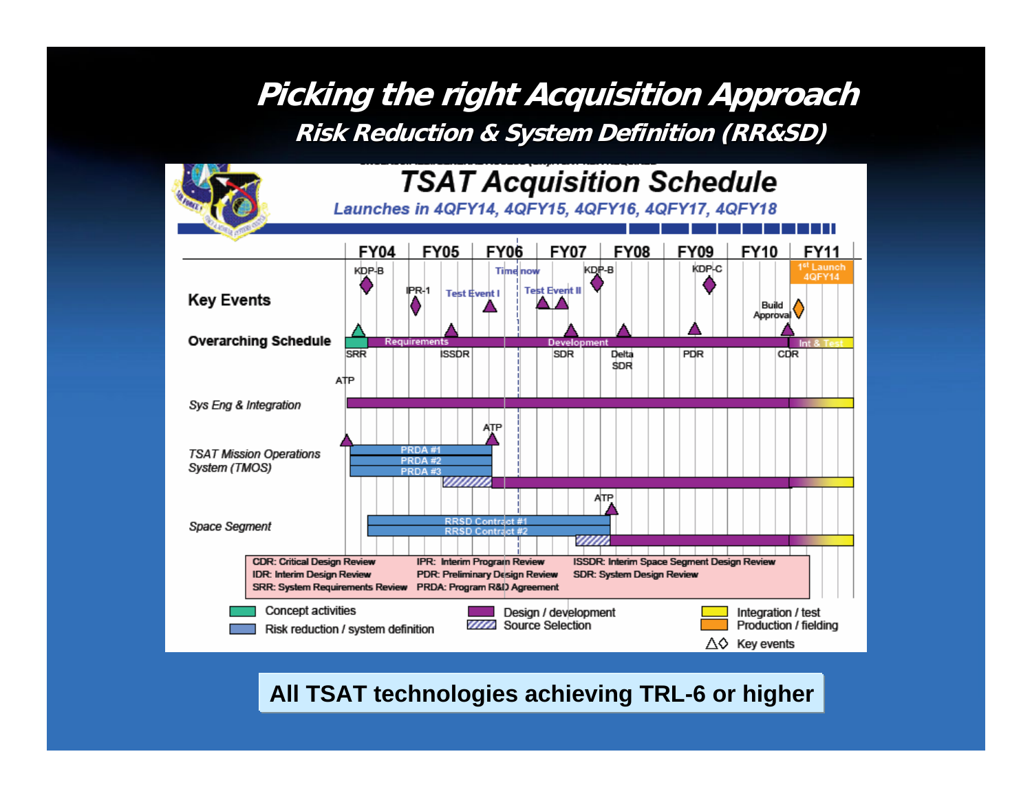# Picking the right Acquisition Approach

## Risk Reduction & System Definition (RR&SD)

### TSAT Acquisition Schedule

*Launches in 4QFY14, 4QFY15, 4QFY16, 4QFY17, 4QFY18*

FY04 FY05 FY06 FY07 FY08 FY09 FY10 FY11

**Key Events**: KDP-B, IPR-1, Test Event I, Time now, Test Event II, KDP-B, KDP-C, Build Approval, 1st Launch 4QFY14

**Overarching Schedule**: SRR, Requirements, ISSDR, Development, SDR, Delta SDR, PDR, CDR, Int & Test

ATP

*Sys Eng & Integration*

*TSAT Mission Operations System (TMOS)*: PRDA #1, PRDA #2, PRDA #3, ATP

*Space Segment*: RRSD Contract #1, RRSD Contract #2, ATP

CDR: Critical Design Review
IDR: Interim Design Review
SRR: System Requirements Review
IPR: Interim Program Review
PDR: Preliminary Design Review
PRDA: Program R&D Agreement
ISSDR: Interim Space Segment Design Review
SDR: System Design Review

Concept activities | Risk reduction / system definition | Design / development | Source Selection | Integration / test | Production / fielding | Key events

**All TSAT technologies achieving TRL-6 or higher**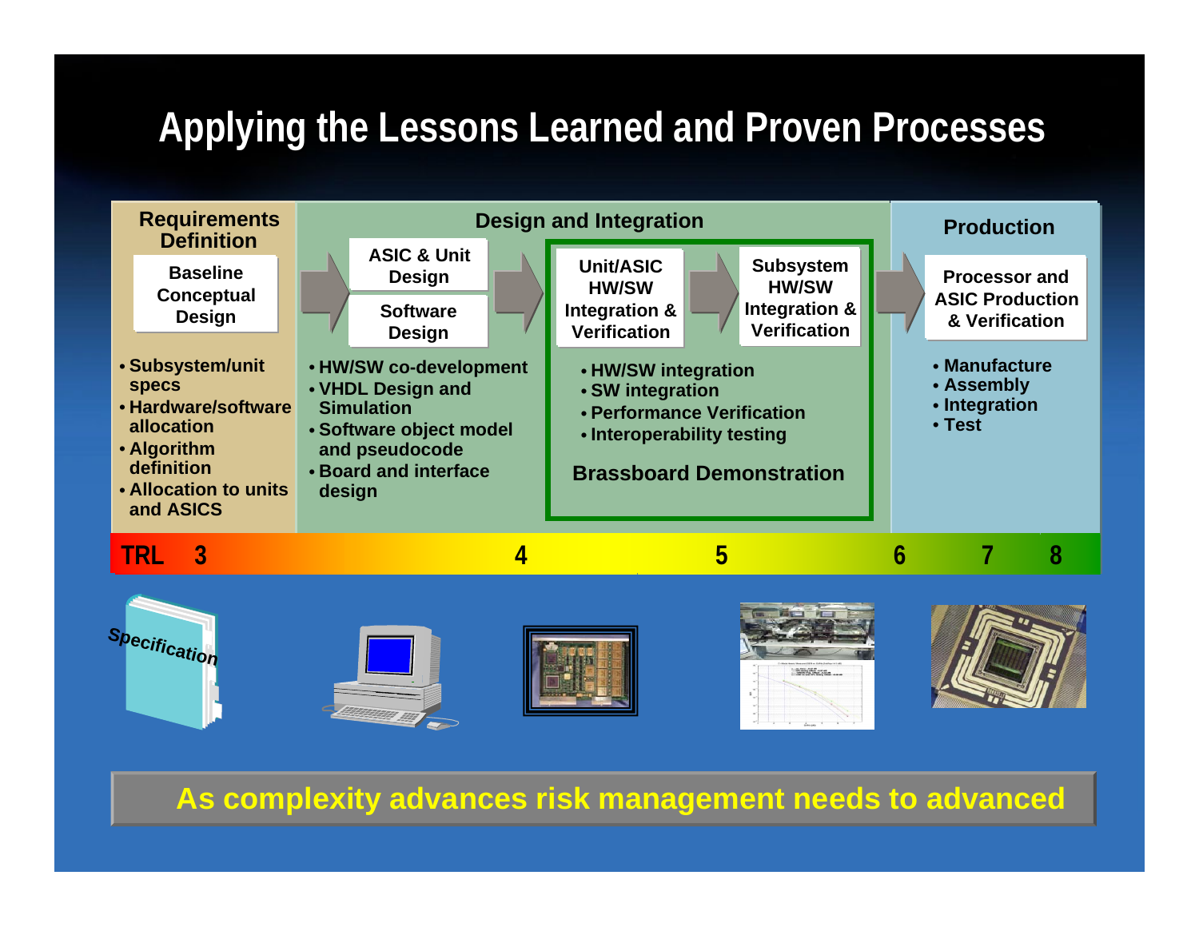# Applying the Lessons Learned and Proven Processes

## Requirements Definition

**Baseline Conceptual Design**

- Subsystem/unit specs
- Hardware/software allocation
- Algorithm definition
- Allocation to units and ASICS

## Design and Integration

**ASIC & Unit Design**

**Software Design**

- HW/SW co-development
- VHDL Design and Simulation
- Software object model and pseudocode
- Board and interface design

**Unit/ASIC HW/SW Integration & Verification**

**Subsystem HW/SW Integration & Verification**

- HW/SW integration
- SW integration
- Performance Verification
- Interoperability testing

**Brassboard Demonstration**

## Production

**Processor and ASIC Production & Verification**

- Manufacture
- Assembly
- Integration
- Test

TRL 3 — 4 — 5 — 6 — 7 — 8

Specification

**As complexity advances risk management needs to advanced**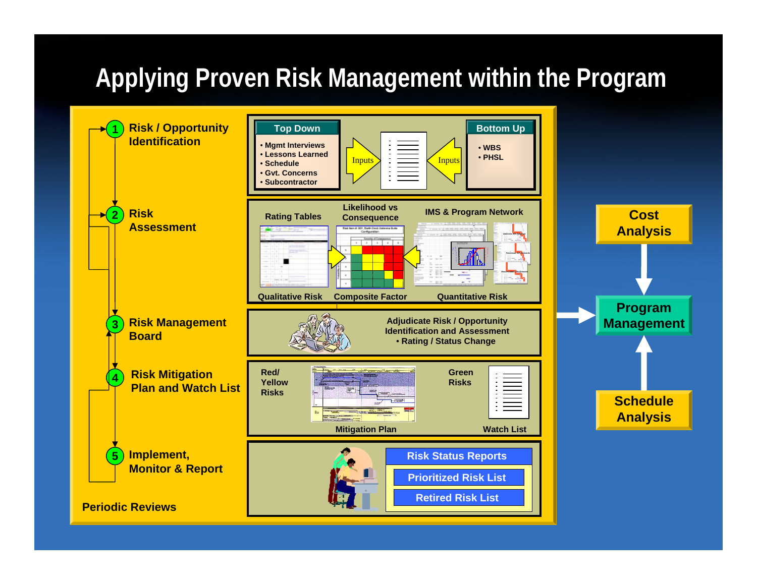# Applying Proven Risk Management within the Program

1. **Risk / Opportunity Identification**
2. **Risk Assessment**
3. **Risk Management Board**
4. **Risk Mitigation Plan and Watch List**
5. **Implement, Monitor & Report**

**Periodic Reviews**

**Top Down**
- Mgmt Interviews
- Lessons Learned
- Schedule
- Gvt. Concerns
- Subcontractor

Inputs

Inputs

**Bottom Up**
- WBS
- PHSL

Rating Tables

Likelihood vs Consequence

IMS & Program Network

Qualitative Risk

Composite Factor

Quantitative Risk

Adjudicate Risk / Opportunity Identification and Assessment
- Rating / Status Change

Red/ Yellow Risks

Green Risks

Mitigation Plan

Watch List

Risk Status Reports

Prioritized Risk List

Retired Risk List

**Cost Analysis**

**Program Management**

**Schedule Analysis**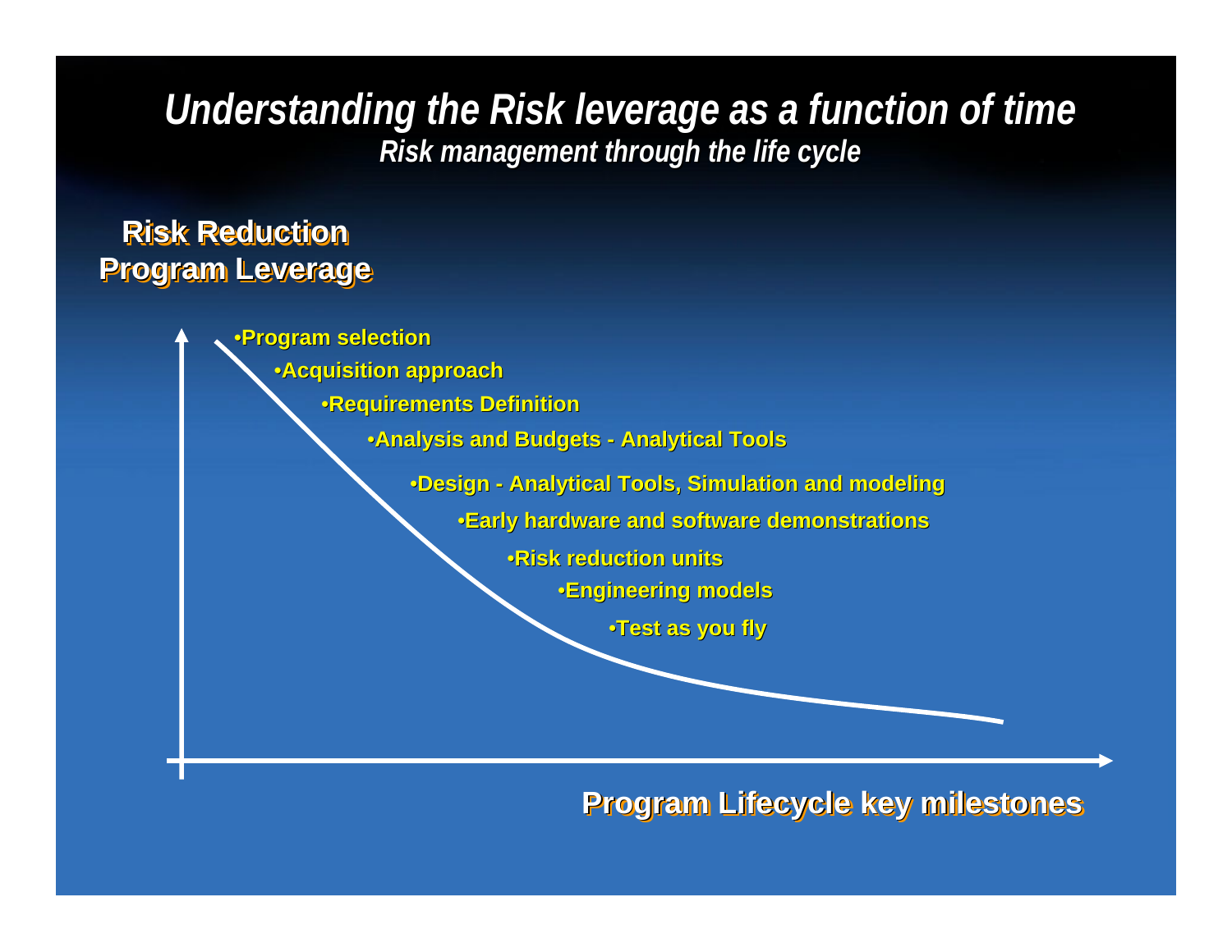# *Understanding the Risk leverage as a function of time*

*Risk management through the life cycle*

**Risk Reduction Program Leverage**

- **Program selection**
- **Acquisition approach**
- **Requirements Definition**
- **Analysis and Budgets - Analytical Tools**
- **Design - Analytical Tools, Simulation and modeling**
- **Early hardware and software demonstrations**
- **Risk reduction units**
- **Engineering models**
- **Test as you fly**

**Program Lifecycle key milestones**